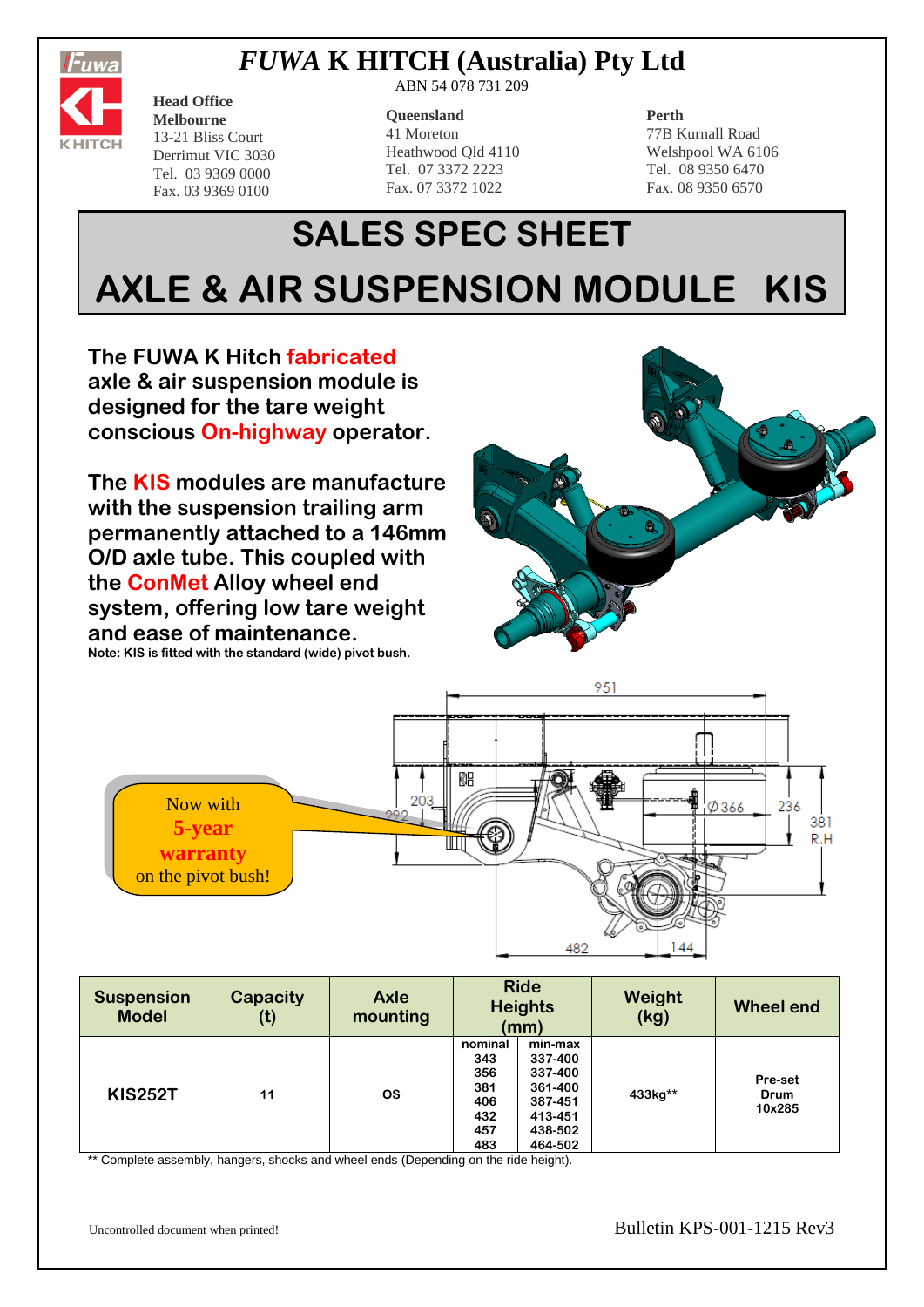# *FUWA* K HITCH (Australia) Pty Ltd

ABN 54 078 731 209

**Head Office**
**Melbourne**
13-21 Bliss Court
Derrimut VIC 3030
Tel. 03 9369 0000
Fax. 03 9369 0100

**Queensland**
41 Moreton
Heathwood Qld 4110
Tel. 07 3372 2223
Fax. 07 3372 1022

**Perth**
77B Kurnall Road
Welshpool WA 6106
Tel. 08 9350 6470
Fax. 08 9350 6570

# SALES SPEC SHEET

# AXLE & AIR SUSPENSION MODULE KIS

**The FUWA K Hitch fabricated axle & air suspension module is designed for the tare weight conscious On-highway operator.**

**The KIS modules are manufacture with the suspension trailing arm permanently attached to a 146mm O/D axle tube. This coupled with the ConMet Alloy wheel end system, offering low tare weight and ease of maintenance.**

**Note: KIS is fitted with the standard (wide) pivot bush.**

Now with **5-year warranty** on the pivot bush!

| Suspension Model | Capacity (t) | Axle mounting | Ride Heights (mm) | | Weight (kg) | Wheel end |
|---|---|---|---|---|---|---|
| | | | nominal | min-max | | |
| KIS252T | 11 | OS | 343<br>356<br>381<br>406<br>432<br>457<br>483 | 337-400<br>337-400<br>361-400<br>387-451<br>413-451<br>438-502<br>464-502 | 433kg** | Pre-set Drum 10x285 |

** Complete assembly, hangers, shocks and wheel ends (Depending on the ride height).

Uncontrolled document when printed!

Bulletin KPS-001-1215 Rev3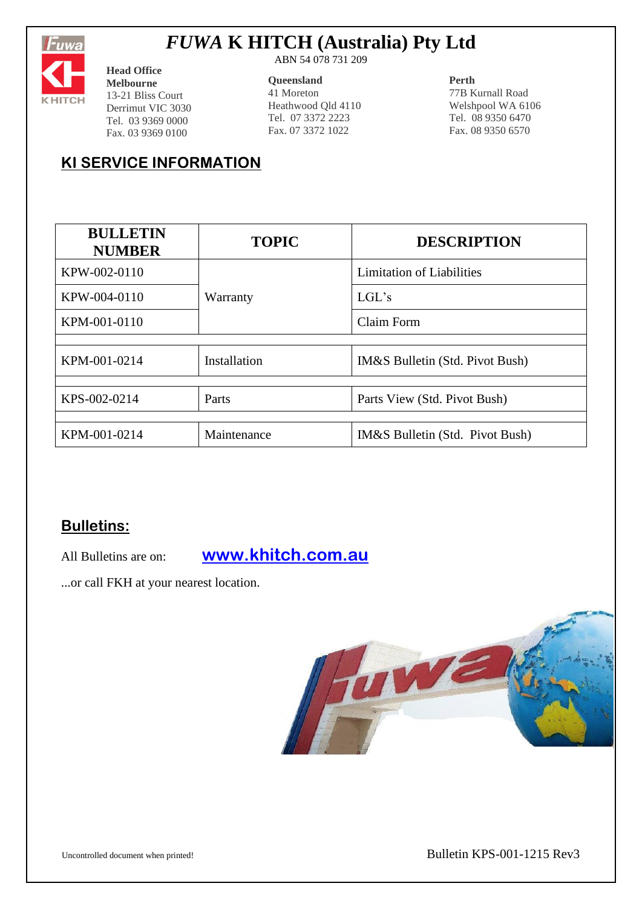# *FUWA* K HITCH (Australia) Pty Ltd

ABN 54 078 731 209

**Head Office Melbourne**
13-21 Bliss Court
Derrimut VIC 3030
Tel. 03 9369 0000
Fax. 03 9369 0100

**Queensland**
41 Moreton
Heathwood Qld 4110
Tel. 07 3372 2223
Fax. 07 3372 1022

**Perth**
77B Kurnall Road
Welshpool WA 6106
Tel. 08 9350 6470
Fax. 08 9350 6570

## KI SERVICE INFORMATION

| BULLETIN NUMBER | TOPIC | DESCRIPTION |
|---|---|---|
| KPW-002-0110 | Warranty | Limitation of Liabilities |
| KPW-004-0110 | | LGL's |
| KPM-001-0110 | | Claim Form |
| | | |
| KPM-001-0214 | Installation | IM&S Bulletin (Std. Pivot Bush) |
| | | |
| KPS-002-0214 | Parts | Parts View (Std. Pivot Bush) |
| | | |
| KPM-001-0214 | Maintenance | IM&S Bulletin (Std. Pivot Bush) |

## Bulletins:

All Bulletins are on: **www.khitch.com.au**

...or call FKH at your nearest location.

Uncontrolled document when printed!

Bulletin KPS-001-1215 Rev3